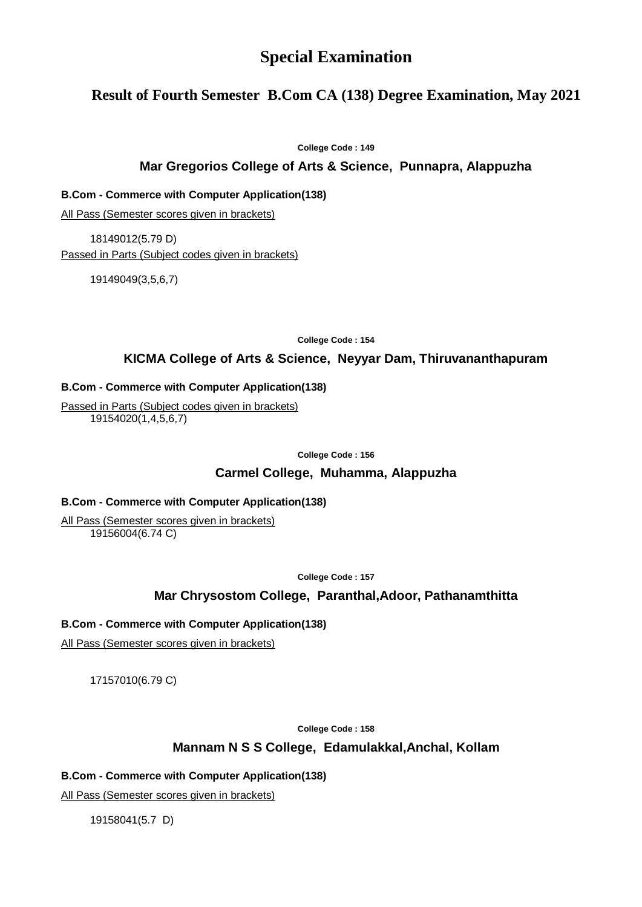# Special Examination

## Result of Fourth Semester B.Com CA (138) Degree Examination, May 2021

**College Code : 149**

### Mar Gregorios College of Arts & Science, Punnapra, Alappuzha

**B.Com - Commerce with Computer Application(138)**

All Pass (Semester scores given in brackets)

18149012(5.79 D)

Passed in Parts (Subject codes given in brackets)

19149049(3,5,6,7)

**College Code : 154**

### KICMA College of Arts & Science, Neyyar Dam, Thiruvananthapuram

**B.Com - Commerce with Computer Application(138)**

Passed in Parts (Subject codes given in brackets)

19154020(1,4,5,6,7)

**College Code : 156**

### Carmel College, Muhamma, Alappuzha

**B.Com - Commerce with Computer Application(138)**

All Pass (Semester scores given in brackets)

19156004(6.74 C)

**College Code : 157**

### Mar Chrysostom College, Paranthal,Adoor, Pathanamthitta

**B.Com - Commerce with Computer Application(138)**

All Pass (Semester scores given in brackets)

17157010(6.79 C)

**College Code : 158**

### Mannam N S S College, Edamulakkal,Anchal, Kollam

**B.Com - Commerce with Computer Application(138)**

All Pass (Semester scores given in brackets)

19158041(5.7 D)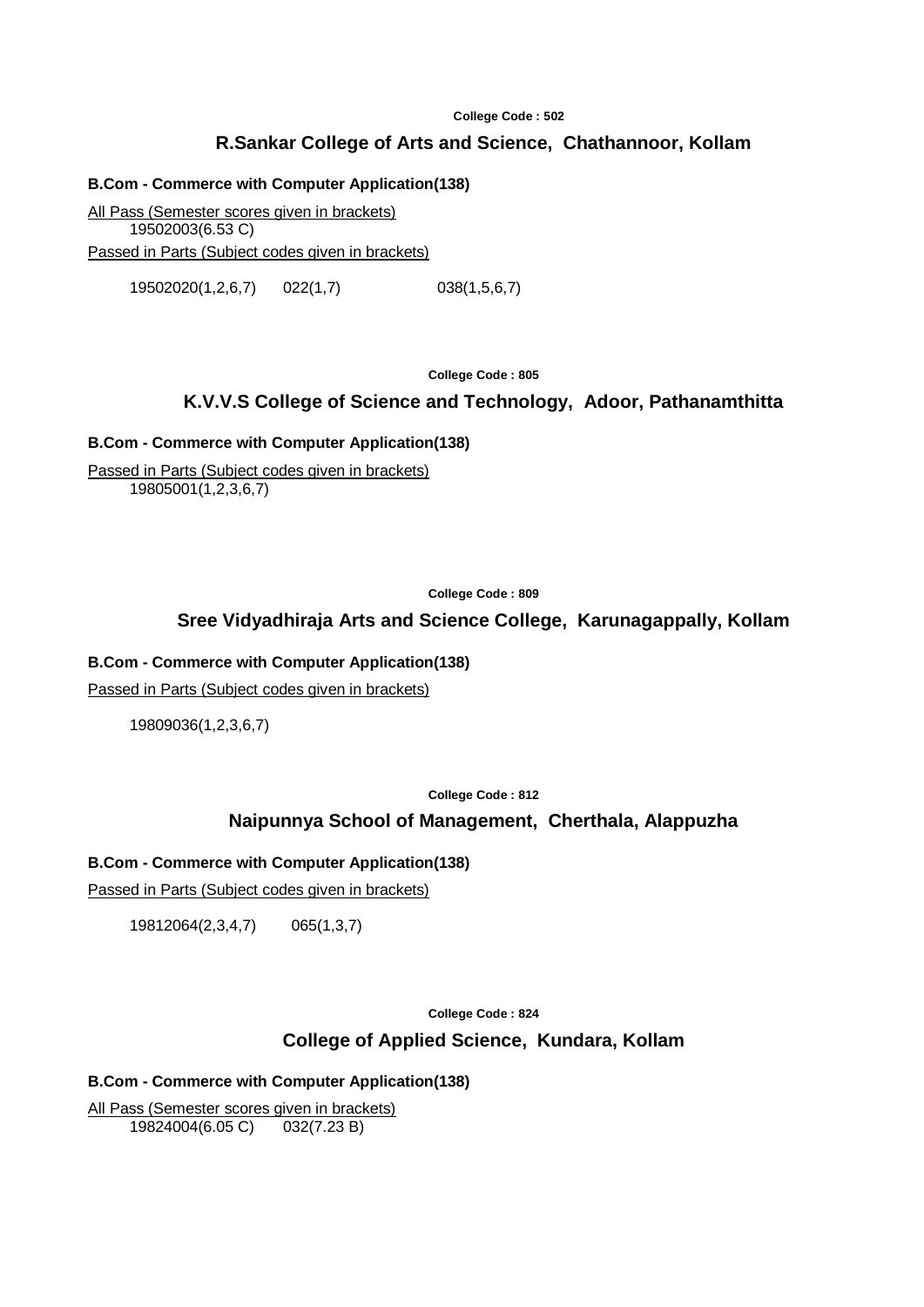College Code : 502

## R.Sankar College of Arts and Science, Chathannoor, Kollam

**B.Com - Commerce with Computer Application(138)**

<u>All Pass (Semester scores given in brackets)</u>

19502003(6.53 C)

<u>Passed in Parts (Subject codes given in brackets)</u>

19502020(1,2,6,7)    022(1,7)    038(1,5,6,7)

College Code : 805

## K.V.V.S College of Science and Technology, Adoor, Pathanamthitta

**B.Com - Commerce with Computer Application(138)**

<u>Passed in Parts (Subject codes given in brackets)</u>

19805001(1,2,3,6,7)

College Code : 809

## Sree Vidyadhiraja Arts and Science College, Karunagappally, Kollam

**B.Com - Commerce with Computer Application(138)**

<u>Passed in Parts (Subject codes given in brackets)</u>

19809036(1,2,3,6,7)

College Code : 812

## Naipunnya School of Management, Cherthala, Alappuzha

**B.Com - Commerce with Computer Application(138)**

<u>Passed in Parts (Subject codes given in brackets)</u>

19812064(2,3,4,7)    065(1,3,7)

College Code : 824

## College of Applied Science, Kundara, Kollam

**B.Com - Commerce with Computer Application(138)**

<u>All Pass (Semester scores given in brackets)</u>

19824004(6.05 C)    032(7.23 B)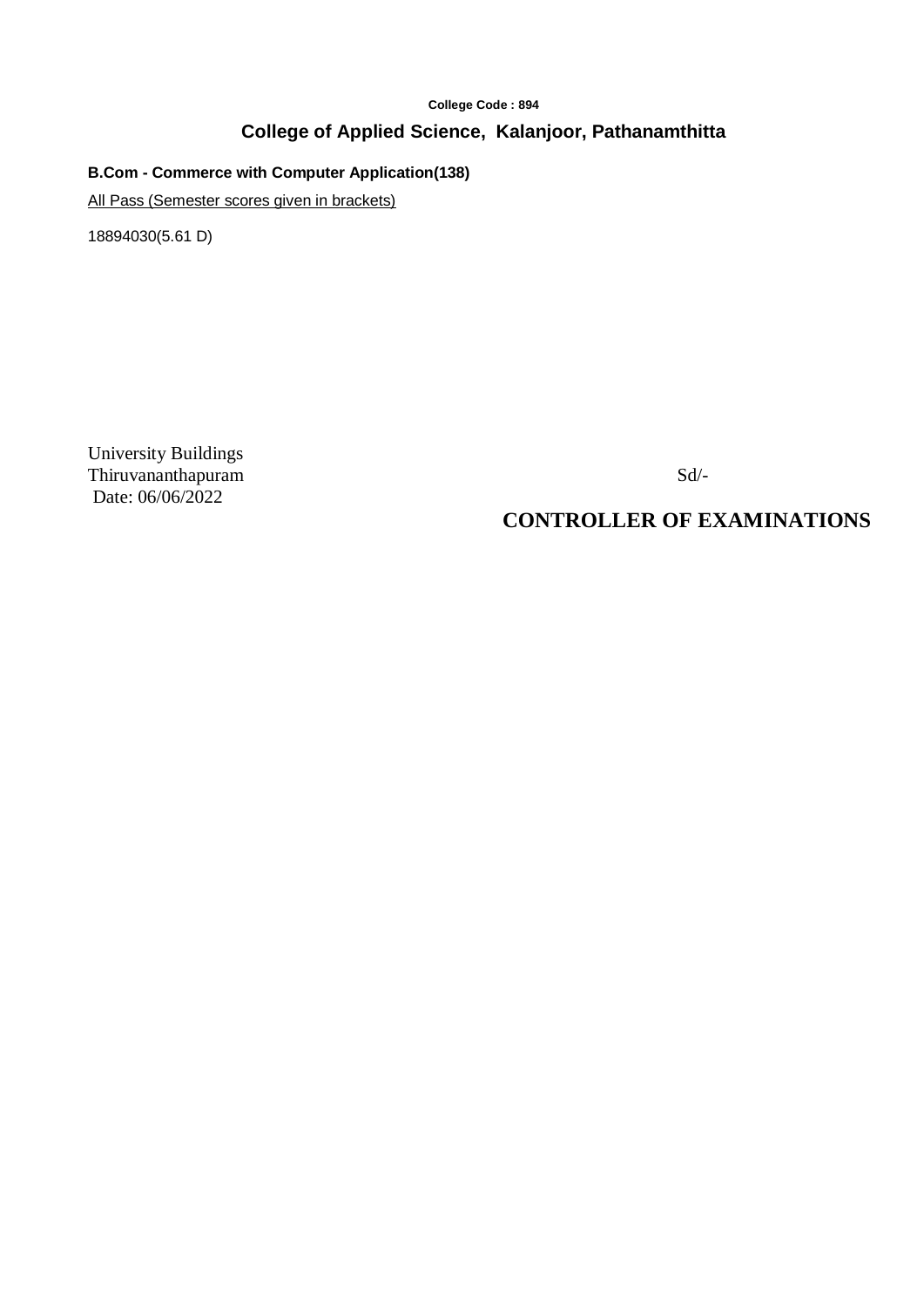College Code : 894

## College of Applied Science, Kalanjoor, Pathanamthitta

**B.Com - Commerce with Computer Application(138)**

All Pass (Semester scores given in brackets)

18894030(5.61 D)

University Buildings
Thiruvananthapuram
Date: 06/06/2022

Sd/-

**CONTROLLER OF EXAMINATIONS**